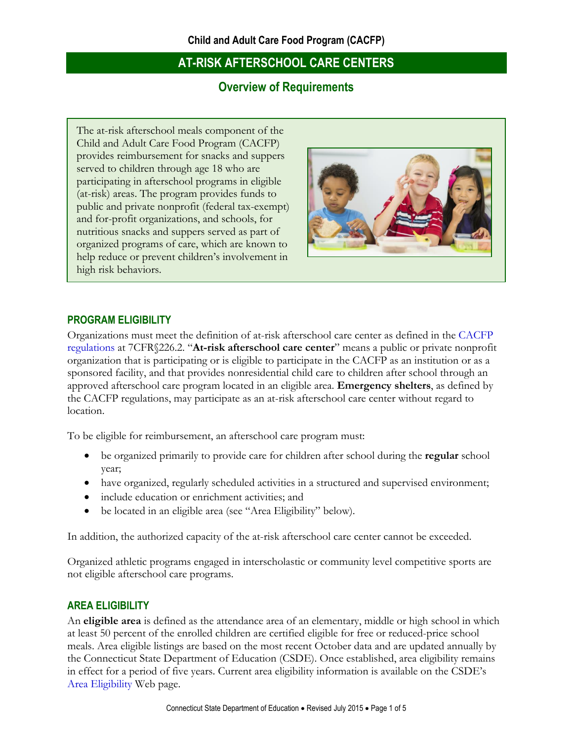**Child and Adult Care Food Program (CACFP)**

# AT-RISK AFTERSCHOOL CARE CENTERS

## Overview of Requirements

The at-risk afterschool meals component of the Child and Adult Care Food Program (CACFP) provides reimbursement for snacks and suppers served to children through age 18 who are participating in afterschool programs in eligible (at-risk) areas. The program provides funds to public and private nonprofit (federal tax-exempt) and for-profit organizations, and schools, for nutritious snacks and suppers served as part of organized programs of care, which are known to help reduce or prevent children's involvement in high risk behaviors.

### PROGRAM ELIGIBILITY

Organizations must meet the definition of at-risk afterschool care center as defined in the CACFP regulations at 7CFR§226.2. "**At-risk afterschool care center**" means a public or private nonprofit organization that is participating or is eligible to participate in the CACFP as an institution or as a sponsored facility, and that provides nonresidential child care to children after school through an approved afterschool care program located in an eligible area. **Emergency shelters**, as defined by the CACFP regulations, may participate as an at-risk afterschool care center without regard to location.

To be eligible for reimbursement, an afterschool care program must:

- be organized primarily to provide care for children after school during the **regular** school year;
- have organized, regularly scheduled activities in a structured and supervised environment;
- include education or enrichment activities; and
- be located in an eligible area (see "Area Eligibility" below).

In addition, the authorized capacity of the at-risk afterschool care center cannot be exceeded.

Organized athletic programs engaged in interscholastic or community level competitive sports are not eligible afterschool care programs.

### AREA ELIGIBILITY

An **eligible area** is defined as the attendance area of an elementary, middle or high school in which at least 50 percent of the enrolled children are certified eligible for free or reduced-price school meals. Area eligible listings are based on the most recent October data and are updated annually by the Connecticut State Department of Education (CSDE). Once established, area eligibility remains in effect for a period of five years. Current area eligibility information is available on the CSDE's Area Eligibility Web page.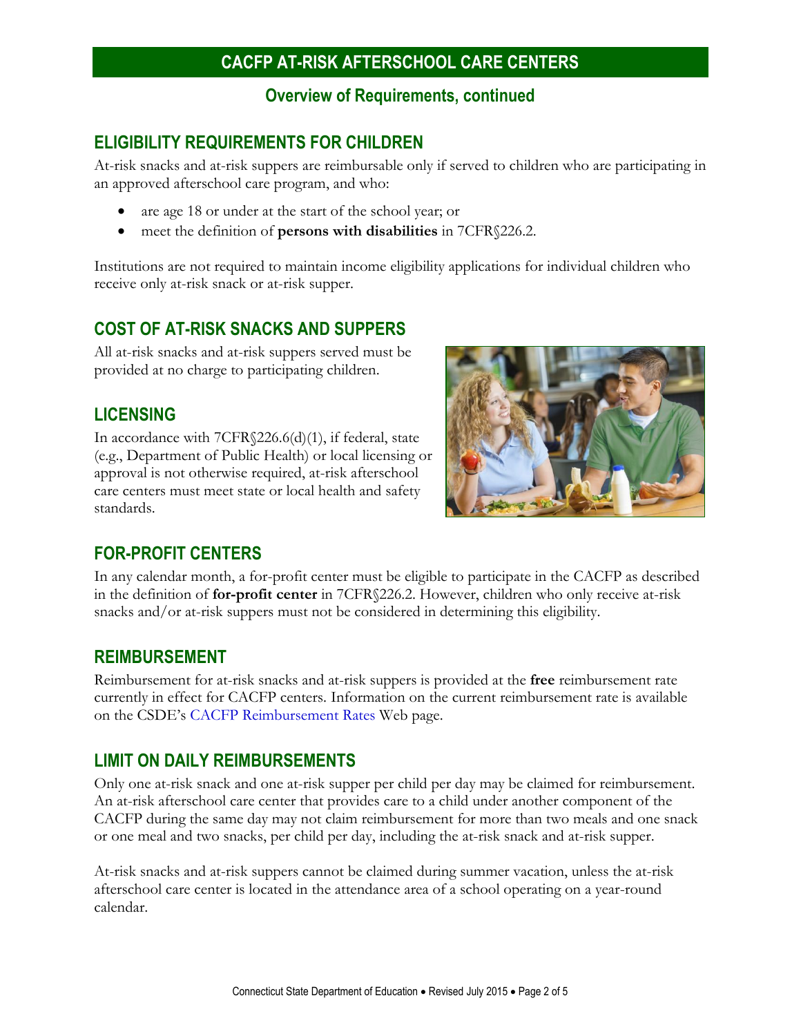# CACFP AT-RISK AFTERSCHOOL CARE CENTERS

## Overview of Requirements, continued

## ELIGIBILITY REQUIREMENTS FOR CHILDREN

At-risk snacks and at-risk suppers are reimbursable only if served to children who are participating in an approved afterschool care program, and who:

- are age 18 or under at the start of the school year; or
- meet the definition of **persons with disabilities** in 7CFR§226.2.

Institutions are not required to maintain income eligibility applications for individual children who receive only at-risk snack or at-risk supper.

## COST OF AT-RISK SNACKS AND SUPPERS

All at-risk snacks and at-risk suppers served must be provided at no charge to participating children.

## LICENSING

In accordance with 7CFR§226.6(d)(1), if federal, state (e.g., Department of Public Health) or local licensing or approval is not otherwise required, at-risk afterschool care centers must meet state or local health and safety standards.

## FOR-PROFIT CENTERS

In any calendar month, a for-profit center must be eligible to participate in the CACFP as described in the definition of **for-profit center** in 7CFR§226.2. However, children who only receive at-risk snacks and/or at-risk suppers must not be considered in determining this eligibility.

## REIMBURSEMENT

Reimbursement for at-risk snacks and at-risk suppers is provided at the **free** reimbursement rate currently in effect for CACFP centers. Information on the current reimbursement rate is available on the CSDE's CACFP Reimbursement Rates Web page.

## LIMIT ON DAILY REIMBURSEMENTS

Only one at-risk snack and one at-risk supper per child per day may be claimed for reimbursement. An at-risk afterschool care center that provides care to a child under another component of the CACFP during the same day may not claim reimbursement for more than two meals and one snack or one meal and two snacks, per child per day, including the at-risk snack and at-risk supper.

At-risk snacks and at-risk suppers cannot be claimed during summer vacation, unless the at-risk afterschool care center is located in the attendance area of a school operating on a year-round calendar.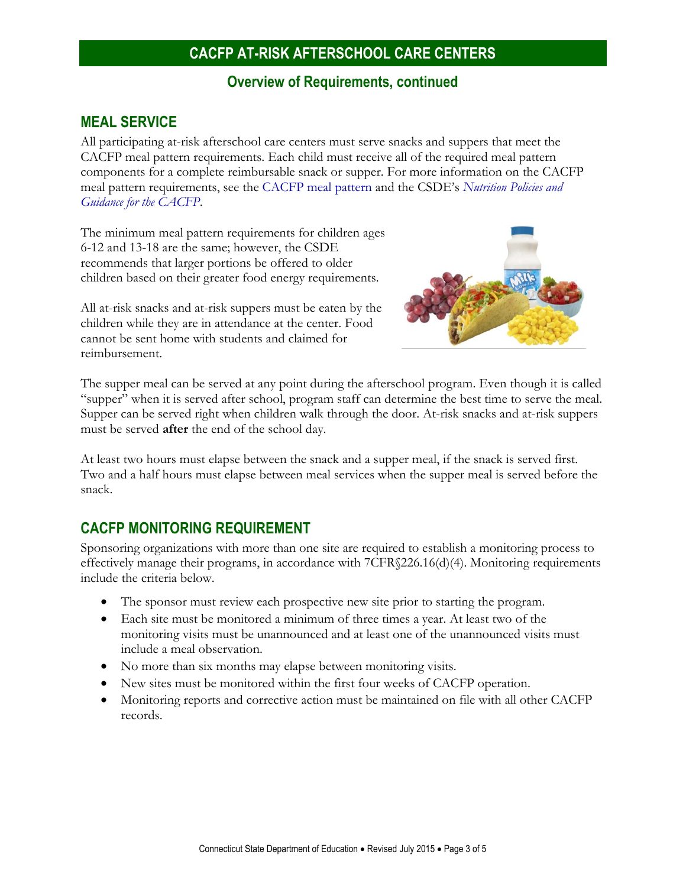## CACFP AT-RISK AFTERSCHOOL CARE CENTERS

### Overview of Requirements, continued

## MEAL SERVICE

All participating at-risk afterschool care centers must serve snacks and suppers that meet the CACFP meal pattern requirements. Each child must receive all of the required meal pattern components for a complete reimbursable snack or supper. For more information on the CACFP meal pattern requirements, see the CACFP meal pattern and the CSDE's *Nutrition Policies and Guidance for the CACFP*.

The minimum meal pattern requirements for children ages 6-12 and 13-18 are the same; however, the CSDE recommends that larger portions be offered to older children based on their greater food energy requirements.

All at-risk snacks and at-risk suppers must be eaten by the children while they are in attendance at the center. Food cannot be sent home with students and claimed for reimbursement.

The supper meal can be served at any point during the afterschool program. Even though it is called "supper" when it is served after school, program staff can determine the best time to serve the meal. Supper can be served right when children walk through the door. At-risk snacks and at-risk suppers must be served **after** the end of the school day.

At least two hours must elapse between the snack and a supper meal, if the snack is served first. Two and a half hours must elapse between meal services when the supper meal is served before the snack.

## CACFP MONITORING REQUIREMENT

Sponsoring organizations with more than one site are required to establish a monitoring process to effectively manage their programs, in accordance with 7CFR§226.16(d)(4). Monitoring requirements include the criteria below.

- The sponsor must review each prospective new site prior to starting the program.
- Each site must be monitored a minimum of three times a year. At least two of the monitoring visits must be unannounced and at least one of the unannounced visits must include a meal observation.
- No more than six months may elapse between monitoring visits.
- New sites must be monitored within the first four weeks of CACFP operation.
- Monitoring reports and corrective action must be maintained on file with all other CACFP records.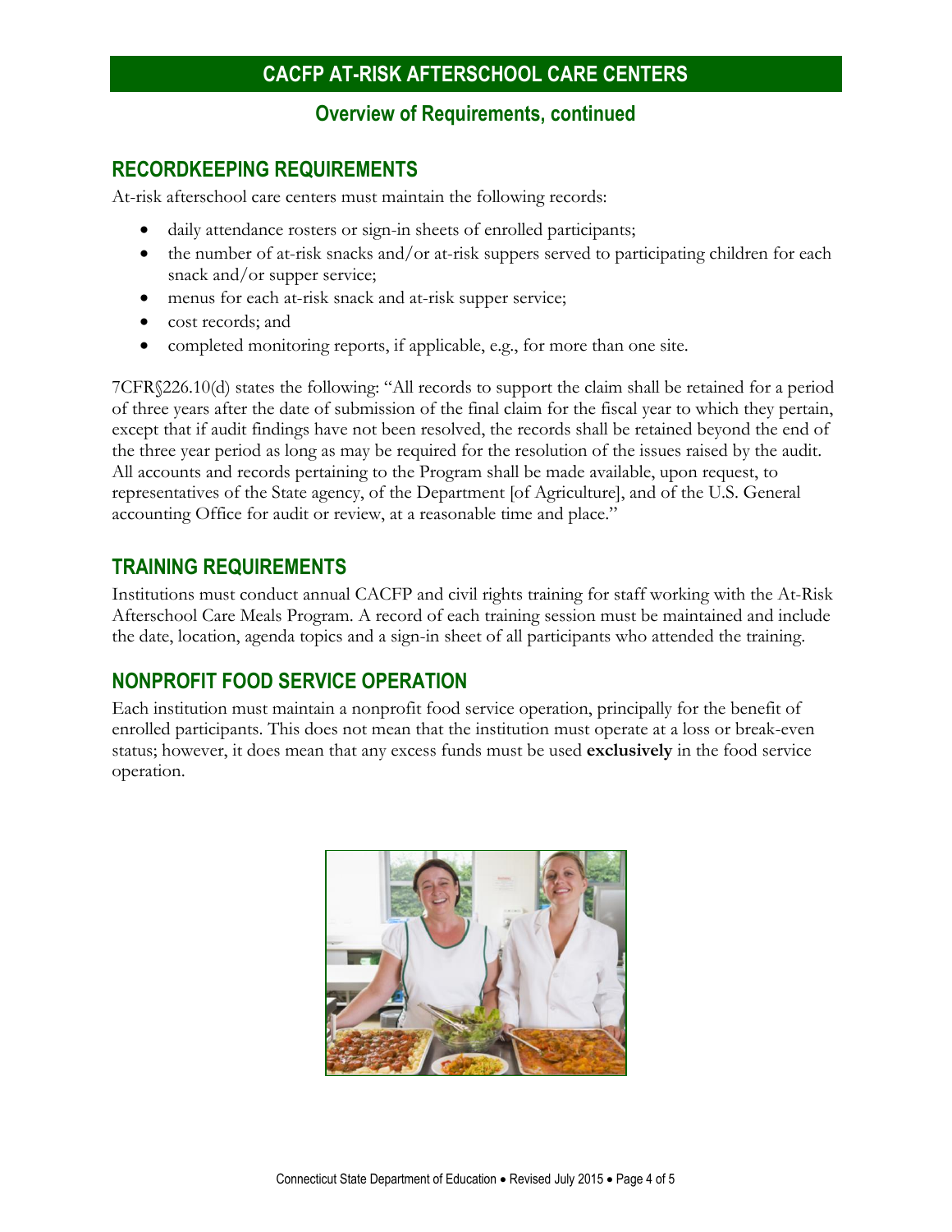# CACFP AT-RISK AFTERSCHOOL CARE CENTERS

## Overview of Requirements, continued

## RECORDKEEPING REQUIREMENTS

At-risk afterschool care centers must maintain the following records:

- daily attendance rosters or sign-in sheets of enrolled participants;
- the number of at-risk snacks and/or at-risk suppers served to participating children for each snack and/or supper service;
- menus for each at-risk snack and at-risk supper service;
- cost records; and
- completed monitoring reports, if applicable, e.g., for more than one site.

7CFR§226.10(d) states the following: "All records to support the claim shall be retained for a period of three years after the date of submission of the final claim for the fiscal year to which they pertain, except that if audit findings have not been resolved, the records shall be retained beyond the end of the three year period as long as may be required for the resolution of the issues raised by the audit. All accounts and records pertaining to the Program shall be made available, upon request, to representatives of the State agency, of the Department [of Agriculture], and of the U.S. General accounting Office for audit or review, at a reasonable time and place."

## TRAINING REQUIREMENTS

Institutions must conduct annual CACFP and civil rights training for staff working with the At-Risk Afterschool Care Meals Program. A record of each training session must be maintained and include the date, location, agenda topics and a sign-in sheet of all participants who attended the training.

## NONPROFIT FOOD SERVICE OPERATION

Each institution must maintain a nonprofit food service operation, principally for the benefit of enrolled participants. This does not mean that the institution must operate at a loss or break-even status; however, it does mean that any excess funds must be used **exclusively** in the food service operation.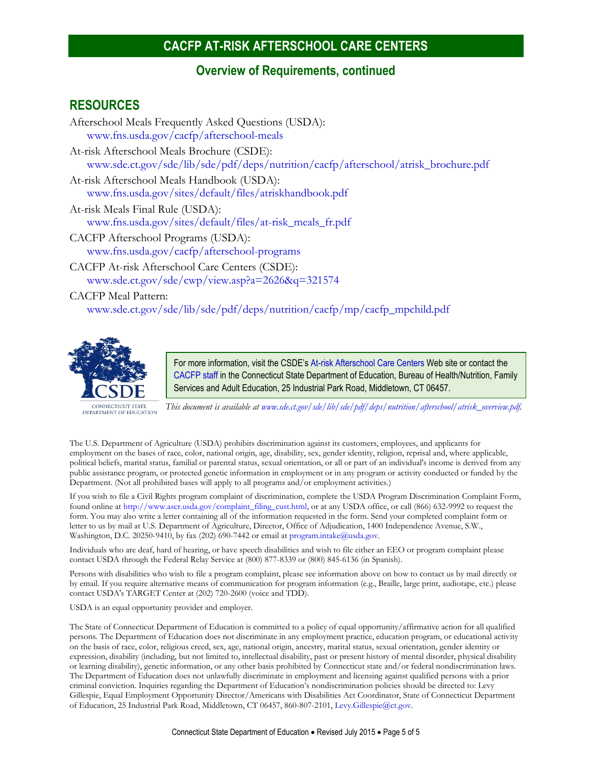# CACFP AT-RISK AFTERSCHOOL CARE CENTERS

## Overview of Requirements, continued

## RESOURCES

Afterschool Meals Frequently Asked Questions (USDA):
www.fns.usda.gov/cacfp/afterschool-meals

At-risk Afterschool Meals Brochure (CSDE):
www.sde.ct.gov/sde/lib/sde/pdf/deps/nutrition/cacfp/afterschool/atrisk_brochure.pdf

At-risk Afterschool Meals Handbook (USDA):
www.fns.usda.gov/sites/default/files/atriskhandbook.pdf

At-risk Meals Final Rule (USDA):
www.fns.usda.gov/sites/default/files/at-risk_meals_fr.pdf

CACFP Afterschool Programs (USDA):
www.fns.usda.gov/cacfp/afterschool-programs

CACFP At-risk Afterschool Care Centers (CSDE):
www.sde.ct.gov/sde/cwp/view.asp?a=2626&q=321574

CACFP Meal Pattern:
www.sde.ct.gov/sde/lib/sde/pdf/deps/nutrition/cacfp/mp/cacfp_mpchild.pdf

CSDE
CONNECTICUT STATE DEPARTMENT OF EDUCATION

For more information, visit the CSDE's At-risk Afterschool Care Centers Web site or contact the CACFP staff in the Connecticut State Department of Education, Bureau of Health/Nutrition, Family Services and Adult Education, 25 Industrial Park Road, Middletown, CT 06457.

*This document is available at www.sde.ct.gov/sde/lib/sde/pdf/deps/nutrition/afterschool/atrisk_overview.pdf.*

The U.S. Department of Agriculture (USDA) prohibits discrimination against its customers, employees, and applicants for employment on the bases of race, color, national origin, age, disability, sex, gender identity, religion, reprisal and, where applicable, political beliefs, marital status, familial or parental status, sexual orientation, or all or part of an individual's income is derived from any public assistance program, or protected genetic information in employment or in any program or activity conducted or funded by the Department. (Not all prohibited bases will apply to all programs and/or employment activities.)

If you wish to file a Civil Rights program complaint of discrimination, complete the USDA Program Discrimination Complaint Form, found online at http://www.ascr.usda.gov/complaint_filing_cust.html, or at any USDA office, or call (866) 632-9992 to request the form. You may also write a letter containing all of the information requested in the form. Send your completed complaint form or letter to us by mail at U.S. Department of Agriculture, Director, Office of Adjudication, 1400 Independence Avenue, S.W., Washington, D.C. 20250-9410, by fax (202) 690-7442 or email at program.intake@usda.gov.

Individuals who are deaf, hard of hearing, or have speech disabilities and wish to file either an EEO or program complaint please contact USDA through the Federal Relay Service at (800) 877-8339 or (800) 845-6136 (in Spanish).

Persons with disabilities who wish to file a program complaint, please see information above on how to contact us by mail directly or by email. If you require alternative means of communication for program information (e.g., Braille, large print, audiotape, etc.) please contact USDA's TARGET Center at (202) 720-2600 (voice and TDD).

USDA is an equal opportunity provider and employer.

The State of Connecticut Department of Education is committed to a policy of equal opportunity/affirmative action for all qualified persons. The Department of Education does not discriminate in any employment practice, education program, or educational activity on the basis of race, color, religious creed, sex, age, national origin, ancestry, marital status, sexual orientation, gender identity or expression, disability (including, but not limited to, intellectual disability, past or present history of mental disorder, physical disability or learning disability), genetic information, or any other basis prohibited by Connecticut state and/or federal nondiscrimination laws. The Department of Education does not unlawfully discriminate in employment and licensing against qualified persons with a prior criminal conviction. Inquiries regarding the Department of Education's nondiscrimination policies should be directed to: Levy Gillespie, Equal Employment Opportunity Director/Americans with Disabilities Act Coordinator, State of Connecticut Department of Education, 25 Industrial Park Road, Middletown, CT 06457, 860-807-2101, Levy.Gillespie@ct.gov.